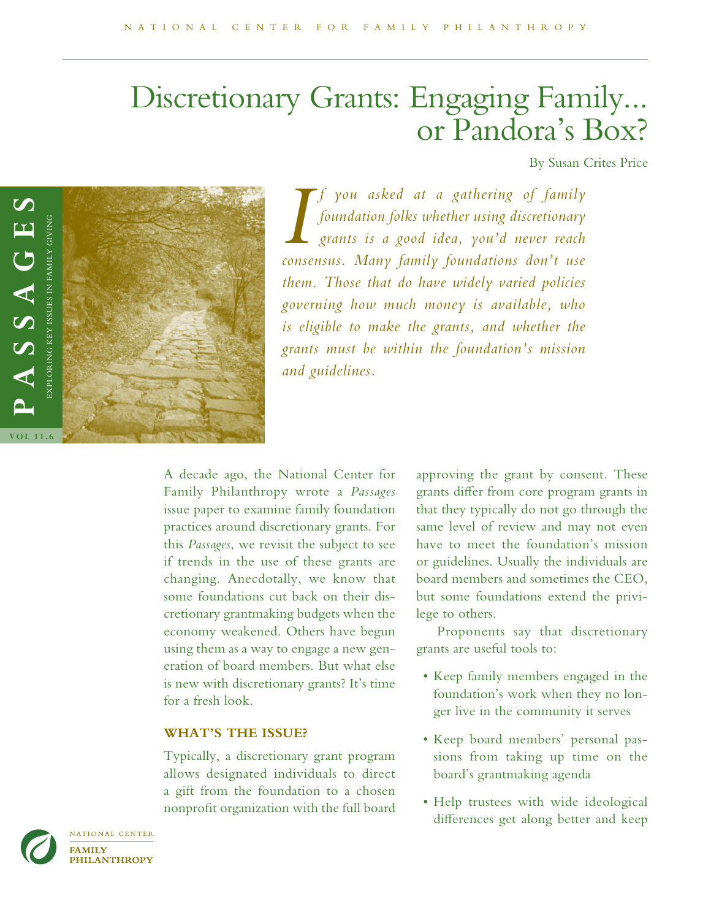# Discretionary Grants: Engaging Family... or Pandora's Box?

By Susan Crites Price

PASSAGES — EXPLORING KEY ISSUES IN FAMILY GIVING

VOL 11.6

*If you asked at a gathering of family foundation folks whether using discretionary grants is a good idea, you'd never reach consensus. Many family foundations don't use them. Those that do have widely varied policies governing how much money is available, who is eligible to make the grants, and whether the grants must be within the foundation's mission and guidelines.*

A decade ago, the National Center for Family Philanthropy wrote a *Passages* issue paper to examine family foundation practices around discretionary grants. For this *Passages*, we revisit the subject to see if trends in the use of these grants are changing. Anecdotally, we know that some foundations cut back on their discretionary grantmaking budgets when the economy weakened. Others have begun using them as a way to engage a new generation of board members. But what else is new with discretionary grants? It's time for a fresh look.

## WHAT'S THE ISSUE?

Typically, a discretionary grant program allows designated individuals to direct a gift from the foundation to a chosen nonprofit organization with the full board approving the grant by consent. These grants differ from core program grants in that they typically do not go through the same level of review and may not even have to meet the foundation's mission or guidelines. Usually the individuals are board members and sometimes the CEO, but some foundations extend the privilege to others.

Proponents say that discretionary grants are useful tools to:

- Keep family members engaged in the foundation's work when they no longer live in the community it serves
- Keep board members' personal passions from taking up time on the board's grantmaking agenda
- Help trustees with wide ideological differences get along better and keep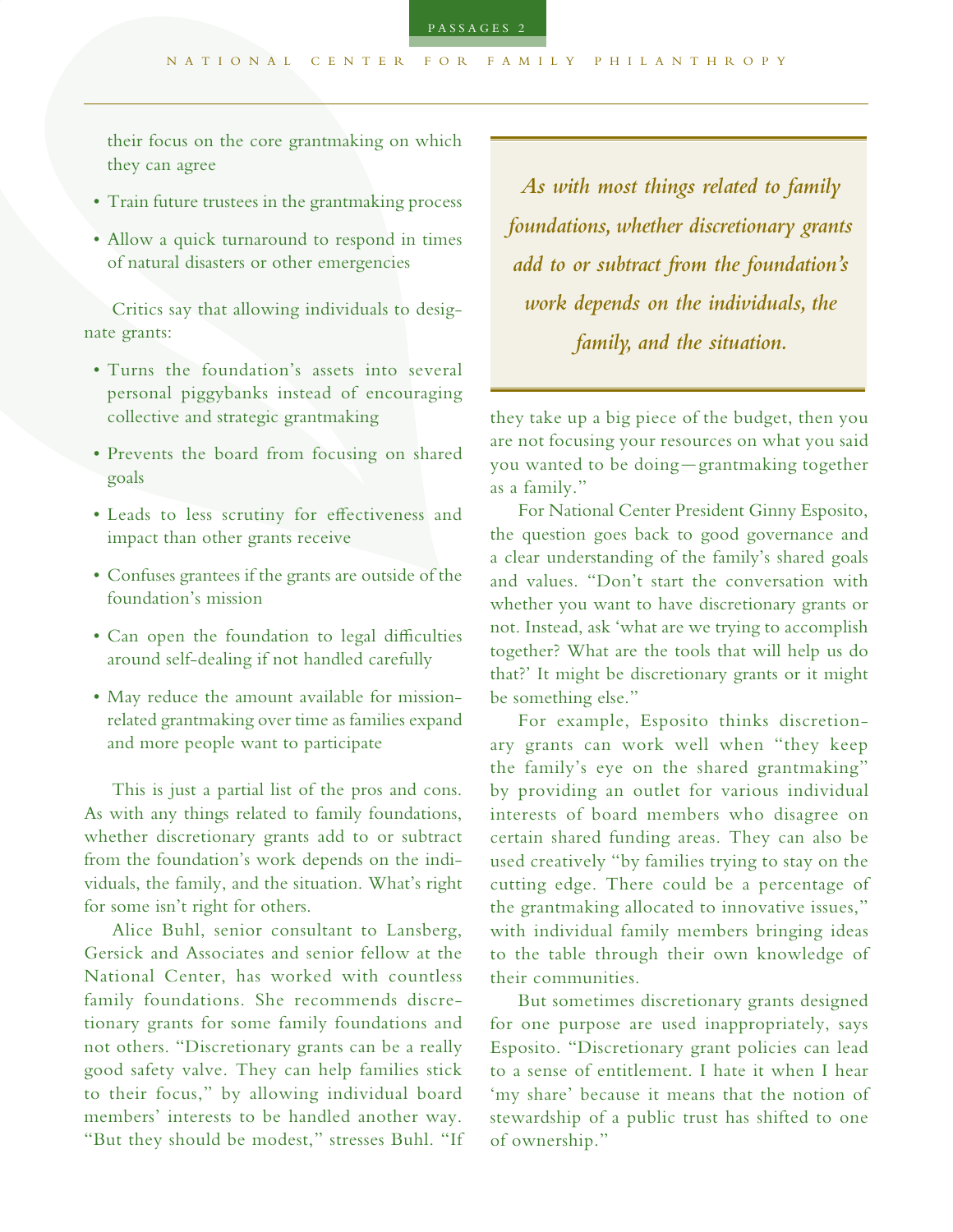their focus on the core grantmaking on which they can agree

- Train future trustees in the grantmaking process
- Allow a quick turnaround to respond in times of natural disasters or other emergencies

Critics say that allowing individuals to designate grants:

- Turns the foundation's assets into several personal piggybanks instead of encouraging collective and strategic grantmaking
- Prevents the board from focusing on shared goals
- Leads to less scrutiny for effectiveness and impact than other grants receive
- Confuses grantees if the grants are outside of the foundation's mission
- Can open the foundation to legal difficulties around self-dealing if not handled carefully
- May reduce the amount available for mission-related grantmaking over time as families expand and more people want to participate

This is just a partial list of the pros and cons. As with any things related to family foundations, whether discretionary grants add to or subtract from the foundation's work depends on the individuals, the family, and the situation. What's right for some isn't right for others.

Alice Buhl, senior consultant to Lansberg, Gersick and Associates and senior fellow at the National Center, has worked with countless family foundations. She recommends discretionary grants for some family foundations and not others. "Discretionary grants can be a really good safety valve. They can help families stick to their focus," by allowing individual board members' interests to be handled another way. "But they should be modest," stresses Buhl. "If they take up a big piece of the budget, then you are not focusing your resources on what you said you wanted to be doing—grantmaking together as a family."

> *As with most things related to family foundations, whether discretionary grants add to or subtract from the foundation's work depends on the individuals, the family, and the situation.*

For National Center President Ginny Esposito, the question goes back to good governance and a clear understanding of the family's shared goals and values. "Don't start the conversation with whether you want to have discretionary grants or not. Instead, ask 'what are we trying to accomplish together? What are the tools that will help us do that?' It might be discretionary grants or it might be something else."

For example, Esposito thinks discretionary grants can work well when "they keep the family's eye on the shared grantmaking" by providing an outlet for various individual interests of board members who disagree on certain shared funding areas. They can also be used creatively "by families trying to stay on the cutting edge. There could be a percentage of the grantmaking allocated to innovative issues," with individual family members bringing ideas to the table through their own knowledge of their communities.

But sometimes discretionary grants designed for one purpose are used inappropriately, says Esposito. "Discretionary grant policies can lead to a sense of entitlement. I hate it when I hear 'my share' because it means that the notion of stewardship of a public trust has shifted to one of ownership."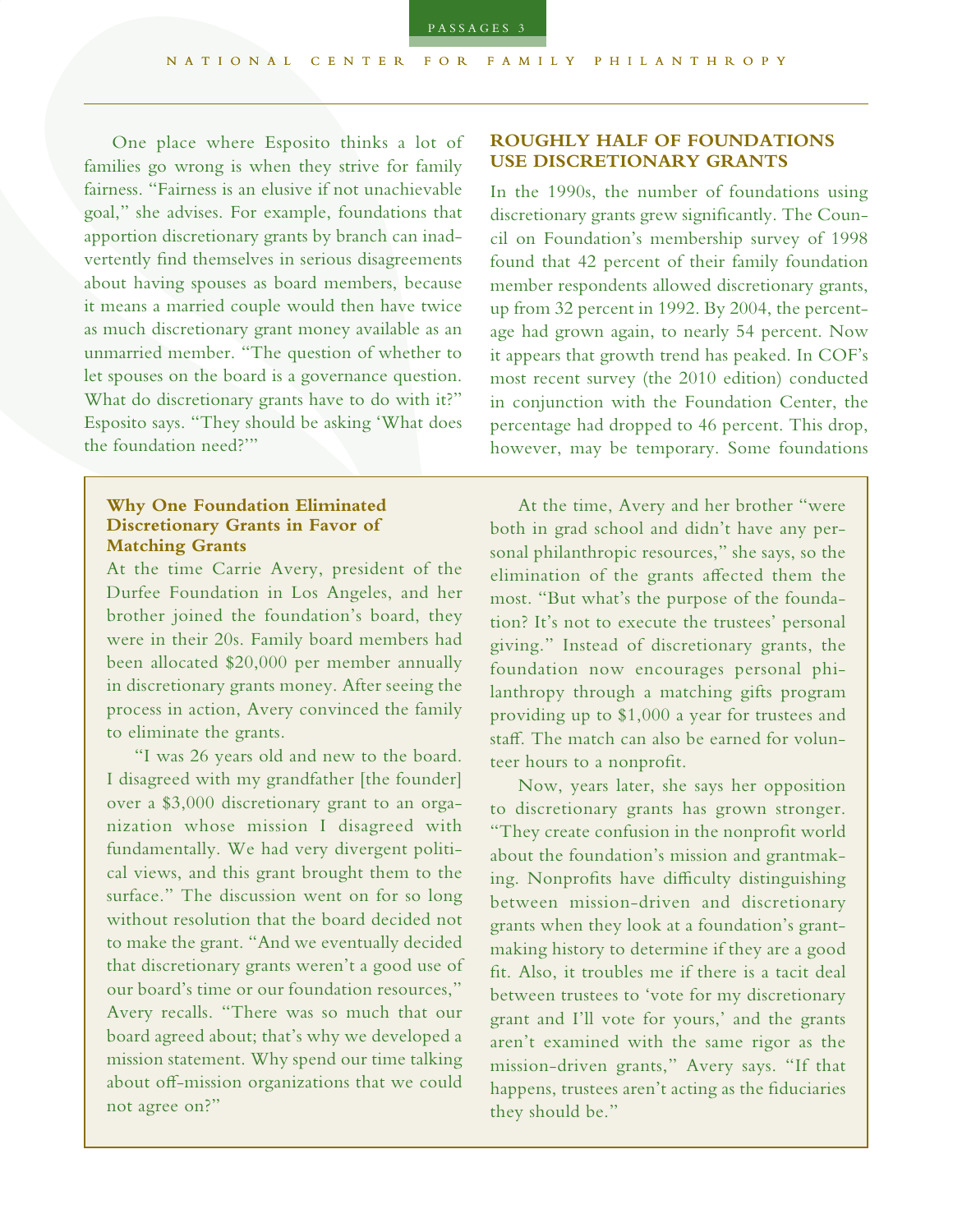One place where Esposito thinks a lot of families go wrong is when they strive for family fairness. "Fairness is an elusive if not unachievable goal," she advises. For example, foundations that apportion discretionary grants by branch can inadvertently find themselves in serious disagreements about having spouses as board members, because it means a married couple would then have twice as much discretionary grant money available as an unmarried member. "The question of whether to let spouses on the board is a governance question. What do discretionary grants have to do with it?" Esposito says. "They should be asking 'What does the foundation need?'"

## ROUGHLY HALF OF FOUNDATIONS USE DISCRETIONARY GRANTS

In the 1990s, the number of foundations using discretionary grants grew significantly. The Council on Foundation's membership survey of 1998 found that 42 percent of their family foundation member respondents allowed discretionary grants, up from 32 percent in 1992. By 2004, the percentage had grown again, to nearly 54 percent. Now it appears that growth trend has peaked. In COF's most recent survey (the 2010 edition) conducted in conjunction with the Foundation Center, the percentage had dropped to 46 percent. This drop, however, may be temporary. Some foundations

### Why One Foundation Eliminated Discretionary Grants in Favor of Matching Grants

At the time Carrie Avery, president of the Durfee Foundation in Los Angeles, and her brother joined the foundation's board, they were in their 20s. Family board members had been allocated $20,000 per member annually in discretionary grants money. After seeing the process in action, Avery convinced the family to eliminate the grants.

"I was 26 years old and new to the board. I disagreed with my grandfather [the founder] over a $3,000 discretionary grant to an organization whose mission I disagreed with fundamentally. We had very divergent political views, and this grant brought them to the surface." The discussion went on for so long without resolution that the board decided not to make the grant. "And we eventually decided that discretionary grants weren't a good use of our board's time or our foundation resources," Avery recalls. "There was so much that our board agreed about; that's why we developed a mission statement. Why spend our time talking about off-mission organizations that we could not agree on?"

At the time, Avery and her brother "were both in grad school and didn't have any personal philanthropic resources," she says, so the elimination of the grants affected them the most. "But what's the purpose of the foundation? It's not to execute the trustees' personal giving." Instead of discretionary grants, the foundation now encourages personal philanthropy through a matching gifts program providing up to $1,000 a year for trustees and staff. The match can also be earned for volunteer hours to a nonprofit.

Now, years later, she says her opposition to discretionary grants has grown stronger. "They create confusion in the nonprofit world about the foundation's mission and grantmaking. Nonprofits have difficulty distinguishing between mission-driven and discretionary grants when they look at a foundation's grantmaking history to determine if they are a good fit. Also, it troubles me if there is a tacit deal between trustees to 'vote for my discretionary grant and I'll vote for yours,' and the grants aren't examined with the same rigor as the mission-driven grants," Avery says. "If that happens, trustees aren't acting as the fiduciaries they should be."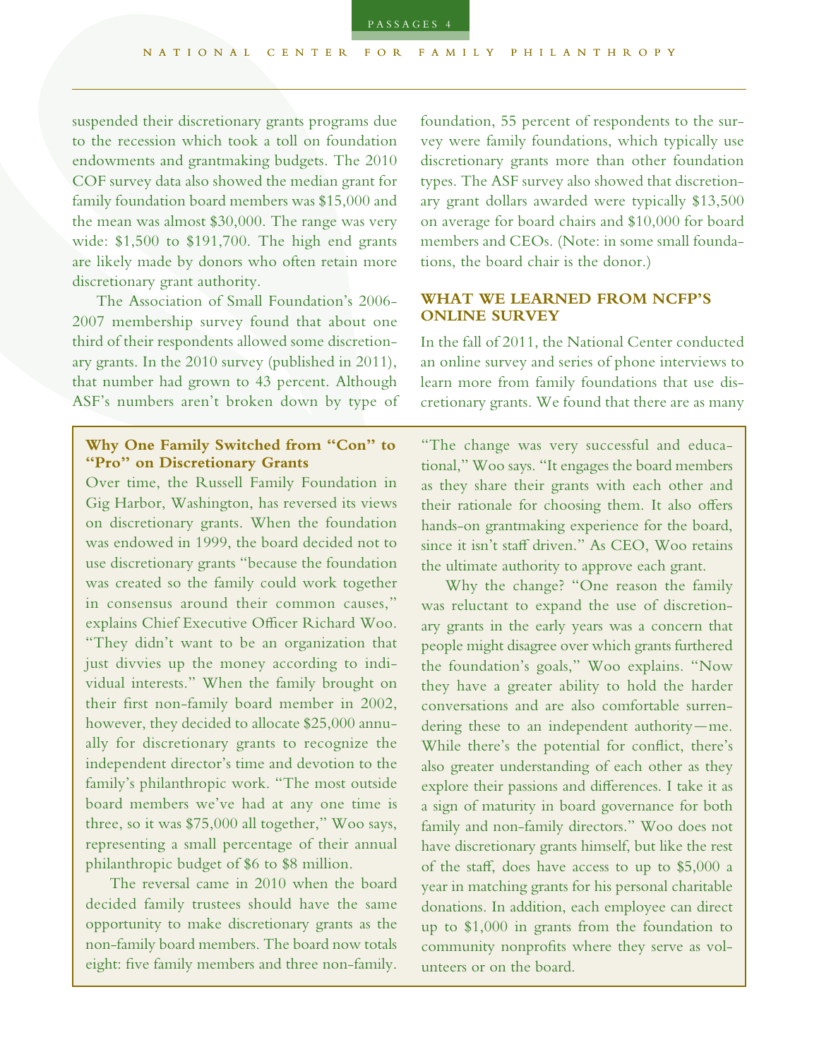suspended their discretionary grants programs due to the recession which took a toll on foundation endowments and grantmaking budgets. The 2010 COF survey data also showed the median grant for family foundation board members was $15,000 and the mean was almost $30,000. The range was very wide: $1,500 to $191,700. The high end grants are likely made by donors who often retain more discretionary grant authority.

The Association of Small Foundation's 2006-2007 membership survey found that about one third of their respondents allowed some discretionary grants. In the 2010 survey (published in 2011), that number had grown to 43 percent. Although ASF's numbers aren't broken down by type of foundation, 55 percent of respondents to the survey were family foundations, which typically use discretionary grants more than other foundation types. The ASF survey also showed that discretionary grant dollars awarded were typically $13,500 on average for board chairs and $10,000 for board members and CEOs. (Note: in some small foundations, the board chair is the donor.)

## WHAT WE LEARNED FROM NCFP'S ONLINE SURVEY

In the fall of 2011, the National Center conducted an online survey and series of phone interviews to learn more from family foundations that use discretionary grants. We found that there are as many

---

### Why One Family Switched from "Con" to "Pro" on Discretionary Grants

Over time, the Russell Family Foundation in Gig Harbor, Washington, has reversed its views on discretionary grants. When the foundation was endowed in 1999, the board decided not to use discretionary grants "because the foundation was created so the family could work together in consensus around their common causes," explains Chief Executive Officer Richard Woo. "They didn't want to be an organization that just divvies up the money according to individual interests." When the family brought on their first non-family board member in 2002, however, they decided to allocate $25,000 annually for discretionary grants to recognize the independent director's time and devotion to the family's philanthropic work. "The most outside board members we've had at any one time is three, so it was $75,000 all together," Woo says, representing a small percentage of their annual philanthropic budget of $6 to $8 million.

The reversal came in 2010 when the board decided family trustees should have the same opportunity to make discretionary grants as the non-family board members. The board now totals eight: five family members and three non-family. "The change was very successful and educational," Woo says. "It engages the board members as they share their grants with each other and their rationale for choosing them. It also offers hands-on grantmaking experience for the board, since it isn't staff driven." As CEO, Woo retains the ultimate authority to approve each grant.

Why the change? "One reason the family was reluctant to expand the use of discretionary grants in the early years was a concern that people might disagree over which grants furthered the foundation's goals," Woo explains. "Now they have a greater ability to hold the harder conversations and are also comfortable surrendering these to an independent authority—me. While there's the potential for conflict, there's also greater understanding of each other as they explore their passions and differences. I take it as a sign of maturity in board governance for both family and non-family directors." Woo does not have discretionary grants himself, but like the rest of the staff, does have access to up to $5,000 a year in matching grants for his personal charitable donations. In addition, each employee can direct up to $1,000 in grants from the foundation to community nonprofits where they serve as volunteers or on the board.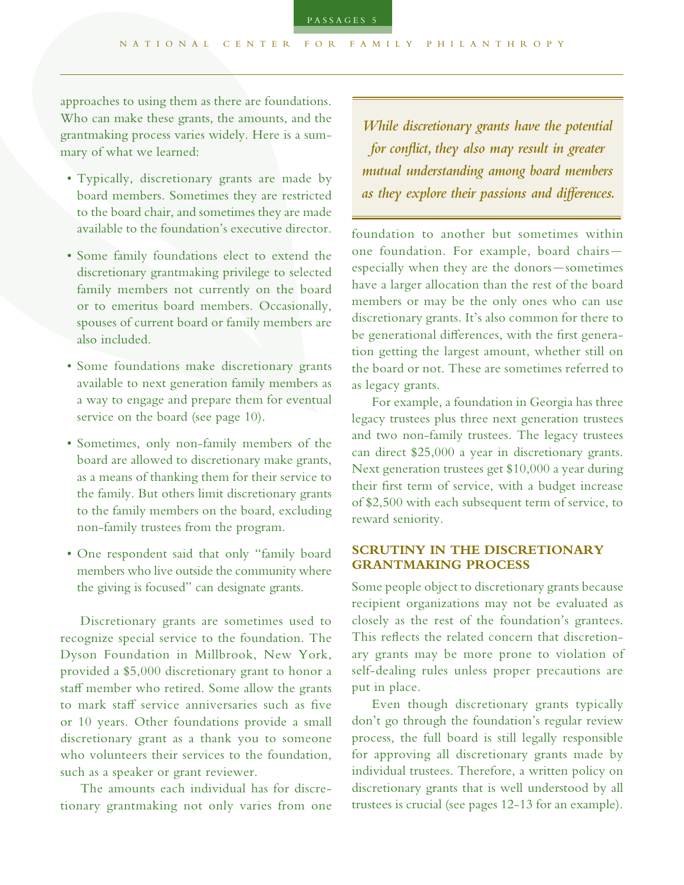approaches to using them as there are foundations. Who can make these grants, the amounts, and the grantmaking process varies widely. Here is a summary of what we learned:

- Typically, discretionary grants are made by board members. Sometimes they are restricted to the board chair, and sometimes they are made available to the foundation's executive director.
- Some family foundations elect to extend the discretionary grantmaking privilege to selected family members not currently on the board or to emeritus board members. Occasionally, spouses of current board or family members are also included.
- Some foundations make discretionary grants available to next generation family members as a way to engage and prepare them for eventual service on the board (see page 10).
- Sometimes, only non-family members of the board are allowed to discretionary make grants, as a means of thanking them for their service to the family. But others limit discretionary grants to the family members on the board, excluding non-family trustees from the program.
- One respondent said that only "family board members who live outside the community where the giving is focused" can designate grants.

Discretionary grants are sometimes used to recognize special service to the foundation. The Dyson Foundation in Millbrook, New York, provided a $5,000 discretionary grant to honor a staff member who retired. Some allow the grants to mark staff service anniversaries such as five or 10 years. Other foundations provide a small discretionary grant as a thank you to someone who volunteers their services to the foundation, such as a speaker or grant reviewer.

The amounts each individual has for discretionary grantmaking not only varies from one foundation to another but sometimes within one foundation. For example, board chairs—especially when they are the donors—sometimes have a larger allocation than the rest of the board members or may be the only ones who can use discretionary grants. It's also common for there to be generational differences, with the first generation getting the largest amount, whether still on the board or not. These are sometimes referred to as legacy grants.

> *While discretionary grants have the potential for conflict, they also may result in greater mutual understanding among board members as they explore their passions and differences.*

For example, a foundation in Georgia has three legacy trustees plus three next generation trustees and two non-family trustees. The legacy trustees can direct $25,000 a year in discretionary grants. Next generation trustees get $10,000 a year during their first term of service, with a budget increase of $2,500 with each subsequent term of service, to reward seniority.

## SCRUTINY IN THE DISCRETIONARY GRANTMAKING PROCESS

Some people object to discretionary grants because recipient organizations may not be evaluated as closely as the rest of the foundation's grantees. This reflects the related concern that discretionary grants may be more prone to violation of self-dealing rules unless proper precautions are put in place.

Even though discretionary grants typically don't go through the foundation's regular review process, the full board is still legally responsible for approving all discretionary grants made by individual trustees. Therefore, a written policy on discretionary grants that is well understood by all trustees is crucial (see pages 12-13 for an example).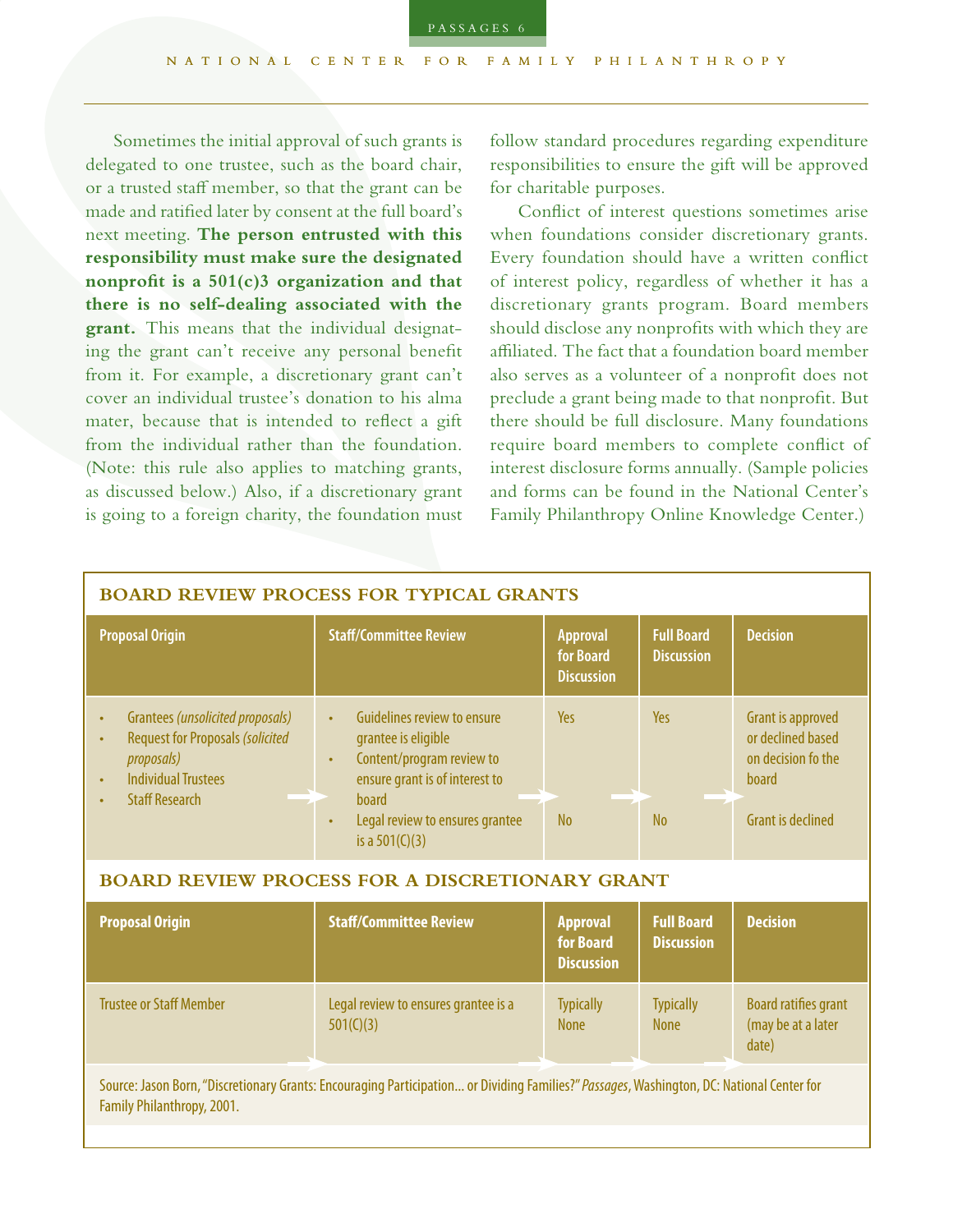Sometimes the initial approval of such grants is delegated to one trustee, such as the board chair, or a trusted staff member, so that the grant can be made and ratified later by consent at the full board's next meeting. **The person entrusted with this responsibility must make sure the designated nonprofit is a 501(c)3 organization and that there is no self-dealing associated with the grant.** This means that the individual designating the grant can't receive any personal benefit from it. For example, a discretionary grant can't cover an individual trustee's donation to his alma mater, because that is intended to reflect a gift from the individual rather than the foundation. (Note: this rule also applies to matching grants, as discussed below.) Also, if a discretionary grant is going to a foreign charity, the foundation must follow standard procedures regarding expenditure responsibilities to ensure the gift will be approved for charitable purposes.

Conflict of interest questions sometimes arise when foundations consider discretionary grants. Every foundation should have a written conflict of interest policy, regardless of whether it has a discretionary grants program. Board members should disclose any nonprofits with which they are affiliated. The fact that a foundation board member also serves as a volunteer of a nonprofit does not preclude a grant being made to that nonprofit. But there should be full disclosure. Many foundations require board members to complete conflict of interest disclosure forms annually. (Sample policies and forms can be found in the National Center's Family Philanthropy Online Knowledge Center.)

## BOARD REVIEW PROCESS FOR TYPICAL GRANTS

| Proposal Origin | Staff/Committee Review | Approval for Board Discussion | Full Board Discussion | Decision |
|---|---|---|---|---|
| • Grantees *(unsolicited proposals)*<br>• Request for Proposals *(solicited proposals)*<br>• Individual Trustees<br>• Staff Research | • Guidelines review to ensure grantee is eligible<br>• Content/program review to ensure grant is of interest to board<br>• Legal review to ensures grantee is a 501(C)(3) | Yes<br><br>No | Yes<br><br>No | Grant is approved or declined based on decision fo the board<br><br>Grant is declined |

## BOARD REVIEW PROCESS FOR A DISCRETIONARY GRANT

| Proposal Origin | Staff/Committee Review | Approval for Board Discussion | Full Board Discussion | Decision |
|---|---|---|---|---|
| Trustee or Staff Member | Legal review to ensures grantee is a 501(C)(3) | Typically None | Typically None | Board ratifies grant (may be at a later date) |

Source: Jason Born, "Discretionary Grants: Encouraging Participation... or Dividing Families?" *Passages*, Washington, DC: National Center for Family Philanthropy, 2001.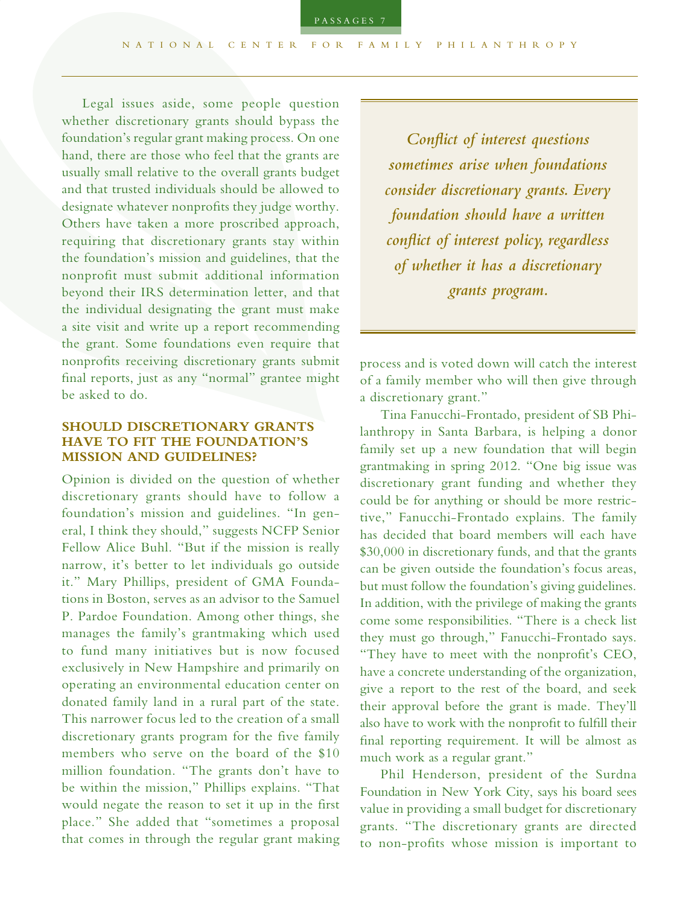Legal issues aside, some people question whether discretionary grants should bypass the foundation's regular grant making process. On one hand, there are those who feel that the grants are usually small relative to the overall grants budget and that trusted individuals should be allowed to designate whatever nonprofits they judge worthy. Others have taken a more proscribed approach, requiring that discretionary grants stay within the foundation's mission and guidelines, that the nonprofit must submit additional information beyond their IRS determination letter, and that the individual designating the grant must make a site visit and write up a report recommending the grant. Some foundations even require that nonprofits receiving discretionary grants submit final reports, just as any "normal" grantee might be asked to do.

## SHOULD DISCRETIONARY GRANTS HAVE TO FIT THE FOUNDATION'S MISSION AND GUIDELINES?

Opinion is divided on the question of whether discretionary grants should have to follow a foundation's mission and guidelines. "In general, I think they should," suggests NCFP Senior Fellow Alice Buhl. "But if the mission is really narrow, it's better to let individuals go outside it." Mary Phillips, president of GMA Foundations in Boston, serves as an advisor to the Samuel P. Pardoe Foundation. Among other things, she manages the family's grantmaking which used to fund many initiatives but is now focused exclusively in New Hampshire and primarily on operating an environmental education center on donated family land in a rural part of the state. This narrower focus led to the creation of a small discretionary grants program for the five family members who serve on the board of the $10 million foundation. "The grants don't have to be within the mission," Phillips explains. "That would negate the reason to set it up in the first place." She added that "sometimes a proposal that comes in through the regular grant making process and is voted down will catch the interest of a family member who will then give through a discretionary grant."

*Conflict of interest questions sometimes arise when foundations consider discretionary grants. Every foundation should have a written conflict of interest policy, regardless of whether it has a discretionary grants program.*

Tina Fanucchi-Frontado, president of SB Philanthropy in Santa Barbara, is helping a donor family set up a new foundation that will begin grantmaking in spring 2012. "One big issue was discretionary grant funding and whether they could be for anything or should be more restrictive," Fanucchi-Frontado explains. The family has decided that board members will each have $30,000 in discretionary funds, and that the grants can be given outside the foundation's focus areas, but must follow the foundation's giving guidelines. In addition, with the privilege of making the grants come some responsibilities. "There is a check list they must go through," Fanucchi-Frontado says. "They have to meet with the nonprofit's CEO, have a concrete understanding of the organization, give a report to the rest of the board, and seek their approval before the grant is made. They'll also have to work with the nonprofit to fulfill their final reporting requirement. It will be almost as much work as a regular grant."

Phil Henderson, president of the Surdna Foundation in New York City, says his board sees value in providing a small budget for discretionary grants. "The discretionary grants are directed to non-profits whose mission is important to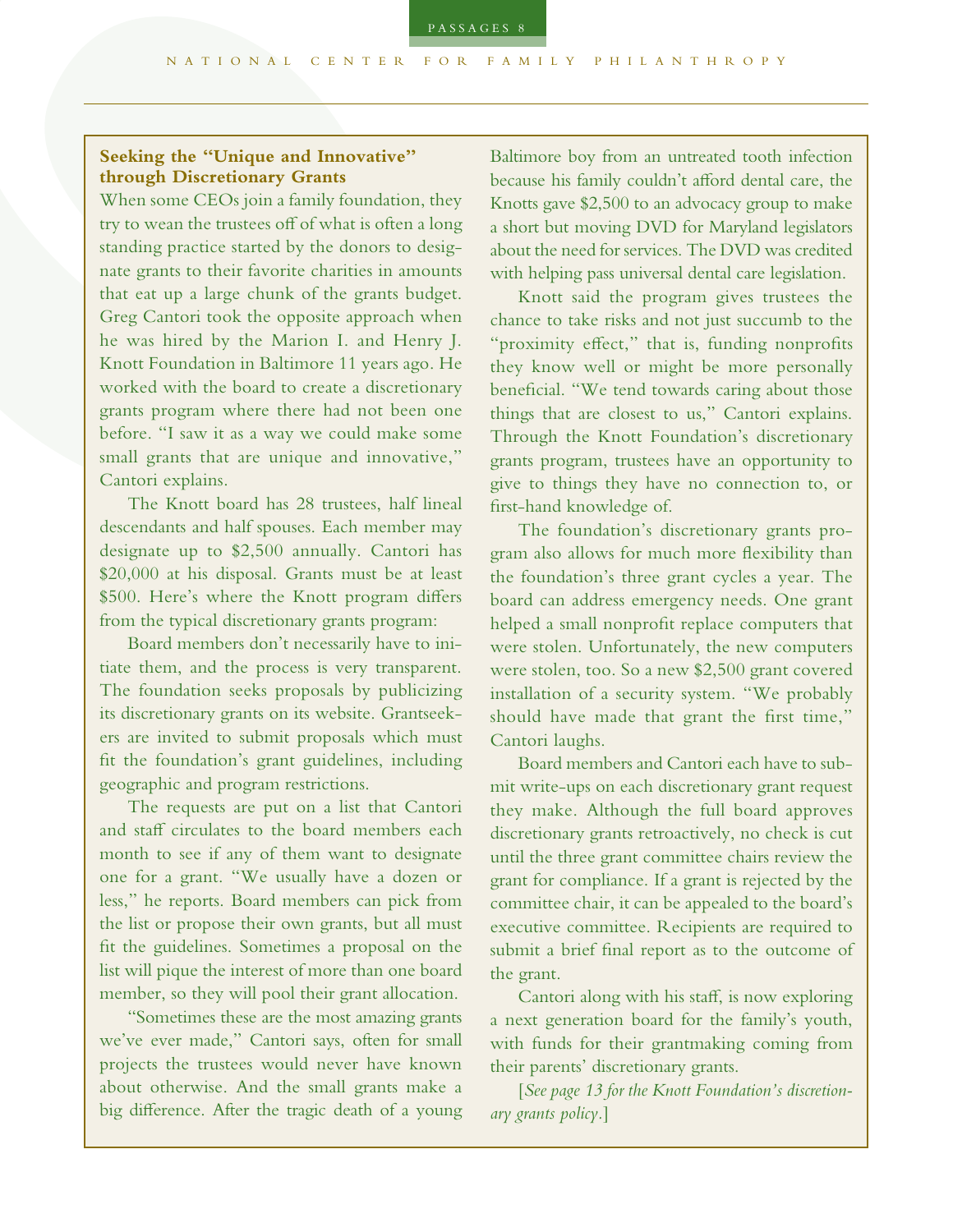## Seeking the "Unique and Innovative" through Discretionary Grants

When some CEOs join a family foundation, they try to wean the trustees off of what is often a long standing practice started by the donors to designate grants to their favorite charities in amounts that eat up a large chunk of the grants budget. Greg Cantori took the opposite approach when he was hired by the Marion I. and Henry J. Knott Foundation in Baltimore 11 years ago. He worked with the board to create a discretionary grants program where there had not been one before. "I saw it as a way we could make some small grants that are unique and innovative," Cantori explains.

The Knott board has 28 trustees, half lineal descendants and half spouses. Each member may designate up to $2,500 annually. Cantori has $20,000 at his disposal. Grants must be at least $500. Here's where the Knott program differs from the typical discretionary grants program:

Board members don't necessarily have to initiate them, and the process is very transparent. The foundation seeks proposals by publicizing its discretionary grants on its website. Grantseekers are invited to submit proposals which must fit the foundation's grant guidelines, including geographic and program restrictions.

The requests are put on a list that Cantori and staff circulates to the board members each month to see if any of them want to designate one for a grant. "We usually have a dozen or less," he reports. Board members can pick from the list or propose their own grants, but all must fit the guidelines. Sometimes a proposal on the list will pique the interest of more than one board member, so they will pool their grant allocation.

"Sometimes these are the most amazing grants we've ever made," Cantori says, often for small projects the trustees would never have known about otherwise. And the small grants make a big difference. After the tragic death of a young Baltimore boy from an untreated tooth infection because his family couldn't afford dental care, the Knotts gave $2,500 to an advocacy group to make a short but moving DVD for Maryland legislators about the need for services. The DVD was credited with helping pass universal dental care legislation.

Knott said the program gives trustees the chance to take risks and not just succumb to the "proximity effect," that is, funding nonprofits they know well or might be more personally beneficial. "We tend towards caring about those things that are closest to us," Cantori explains. Through the Knott Foundation's discretionary grants program, trustees have an opportunity to give to things they have no connection to, or first-hand knowledge of.

The foundation's discretionary grants program also allows for much more flexibility than the foundation's three grant cycles a year. The board can address emergency needs. One grant helped a small nonprofit replace computers that were stolen. Unfortunately, the new computers were stolen, too. So a new $2,500 grant covered installation of a security system. "We probably should have made that grant the first time," Cantori laughs.

Board members and Cantori each have to submit write-ups on each discretionary grant request they make. Although the full board approves discretionary grants retroactively, no check is cut until the three grant committee chairs review the grant for compliance. If a grant is rejected by the committee chair, it can be appealed to the board's executive committee. Recipients are required to submit a brief final report as to the outcome of the grant.

Cantori along with his staff, is now exploring a next generation board for the family's youth, with funds for their grantmaking coming from their parents' discretionary grants.

[*See page 13 for the Knott Foundation's discretionary grants policy*.]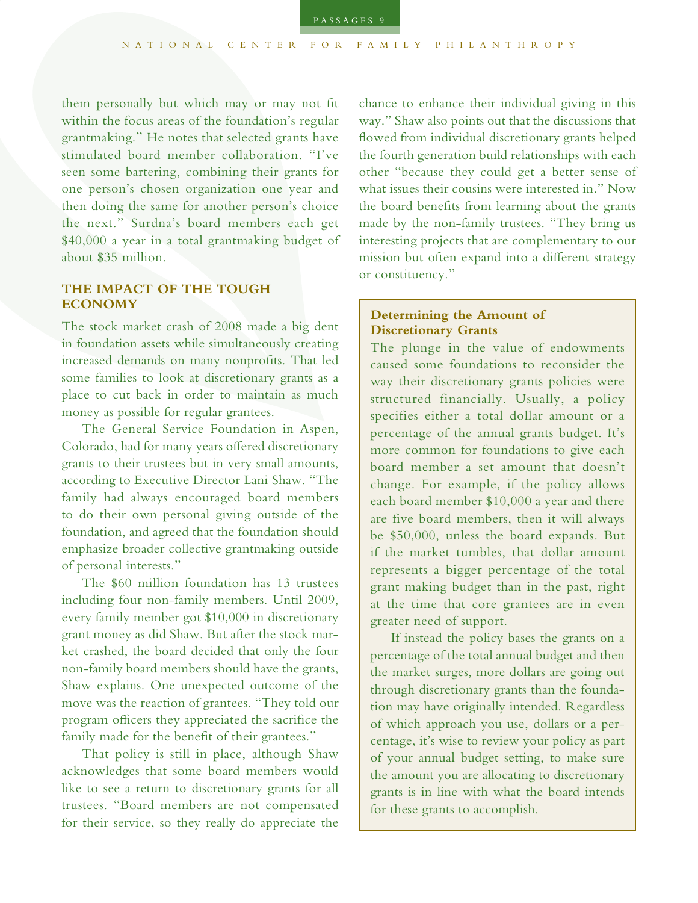them personally but which may or may not fit within the focus areas of the foundation's regular grantmaking." He notes that selected grants have stimulated board member collaboration. "I've seen some bartering, combining their grants for one person's chosen organization one year and then doing the same for another person's choice the next." Surdna's board members each get $40,000 a year in a total grantmaking budget of about $35 million.

## THE IMPACT OF THE TOUGH ECONOMY

The stock market crash of 2008 made a big dent in foundation assets while simultaneously creating increased demands on many nonprofits. That led some families to look at discretionary grants as a place to cut back in order to maintain as much money as possible for regular grantees.

The General Service Foundation in Aspen, Colorado, had for many years offered discretionary grants to their trustees but in very small amounts, according to Executive Director Lani Shaw. "The family had always encouraged board members to do their own personal giving outside of the foundation, and agreed that the foundation should emphasize broader collective grantmaking outside of personal interests."

The $60 million foundation has 13 trustees including four non-family members. Until 2009, every family member got $10,000 in discretionary grant money as did Shaw. But after the stock market crashed, the board decided that only the four non-family board members should have the grants, Shaw explains. One unexpected outcome of the move was the reaction of grantees. "They told our program officers they appreciated the sacrifice the family made for the benefit of their grantees."

That policy is still in place, although Shaw acknowledges that some board members would like to see a return to discretionary grants for all trustees. "Board members are not compensated for their service, so they really do appreciate the chance to enhance their individual giving in this way." Shaw also points out that the discussions that flowed from individual discretionary grants helped the fourth generation build relationships with each other "because they could get a better sense of what issues their cousins were interested in." Now the board benefits from learning about the grants made by the non-family trustees. "They bring us interesting projects that are complementary to our mission but often expand into a different strategy or constituency."

### Determining the Amount of Discretionary Grants

The plunge in the value of endowments caused some foundations to reconsider the way their discretionary grants policies were structured financially. Usually, a policy specifies either a total dollar amount or a percentage of the annual grants budget. It's more common for foundations to give each board member a set amount that doesn't change. For example, if the policy allows each board member $10,000 a year and there are five board members, then it will always be $50,000, unless the board expands. But if the market tumbles, that dollar amount represents a bigger percentage of the total grant making budget than in the past, right at the time that core grantees are in even greater need of support.

If instead the policy bases the grants on a percentage of the total annual budget and then the market surges, more dollars are going out through discretionary grants than the foundation may have originally intended. Regardless of which approach you use, dollars or a percentage, it's wise to review your policy as part of your annual budget setting, to make sure the amount you are allocating to discretionary grants is in line with what the board intends for these grants to accomplish.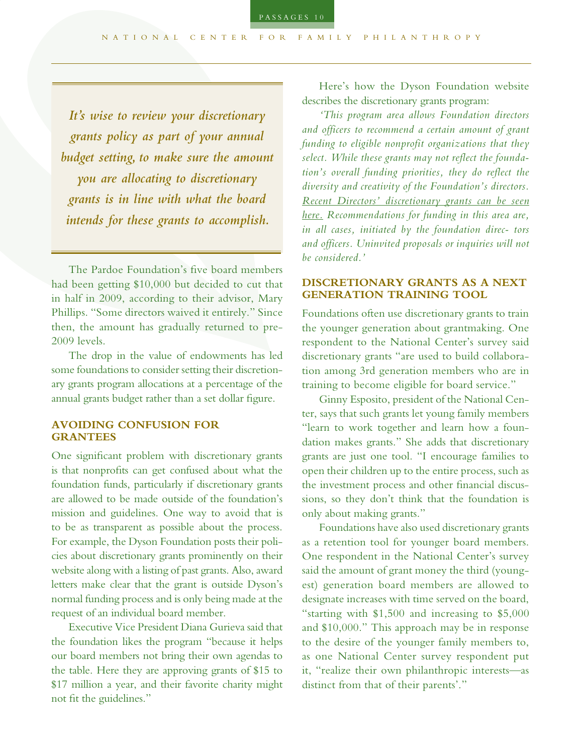*It's wise to review your discretionary grants policy as part of your annual budget setting, to make sure the amount you are allocating to discretionary grants is in line with what the board intends for these grants to accomplish.*

The Pardoe Foundation's five board members had been getting $10,000 but decided to cut that in half in 2009, according to their advisor, Mary Phillips. "Some directors waived it entirely." Since then, the amount has gradually returned to pre-2009 levels.

The drop in the value of endowments has led some foundations to consider setting their discretionary grants program allocations at a percentage of the annual grants budget rather than a set dollar figure.

## AVOIDING CONFUSION FOR GRANTEES

One significant problem with discretionary grants is that nonprofits can get confused about what the foundation funds, particularly if discretionary grants are allowed to be made outside of the foundation's mission and guidelines. One way to avoid that is to be as transparent as possible about the process. For example, the Dyson Foundation posts their policies about discretionary grants prominently on their website along with a listing of past grants. Also, award letters make clear that the grant is outside Dyson's normal funding process and is only being made at the request of an individual board member.

Executive Vice President Diana Gurieva said that the foundation likes the program "because it helps our board members not bring their own agendas to the table. Here they are approving grants of $15 to $17 million a year, and their favorite charity might not fit the guidelines."

Here's how the Dyson Foundation website describes the discretionary grants program:

*'This program area allows Foundation directors and officers to recommend a certain amount of grant funding to eligible nonprofit organizations that they select. While these grants may not reflect the foundation's overall funding priorities, they do reflect the diversity and creativity of the Foundation's directors. Recent Directors' discretionary grants can be seen here. Recommendations for funding in this area are, in all cases, initiated by the foundation directors and officers. Uninvited proposals or inquiries will not be considered.'*

## DISCRETIONARY GRANTS AS A NEXT GENERATION TRAINING TOOL

Foundations often use discretionary grants to train the younger generation about grantmaking. One respondent to the National Center's survey said discretionary grants "are used to build collaboration among 3rd generation members who are in training to become eligible for board service."

Ginny Esposito, president of the National Center, says that such grants let young family members "learn to work together and learn how a foundation makes grants." She adds that discretionary grants are just one tool. "I encourage families to open their children up to the entire process, such as the investment process and other financial discussions, so they don't think that the foundation is only about making grants."

Foundations have also used discretionary grants as a retention tool for younger board members. One respondent in the National Center's survey said the amount of grant money the third (youngest) generation board members are allowed to designate increases with time served on the board, "starting with $1,500 and increasing to $5,000 and $10,000." This approach may be in response to the desire of the younger family members to, as one National Center survey respondent put it, "realize their own philanthropic interests—as distinct from that of their parents'."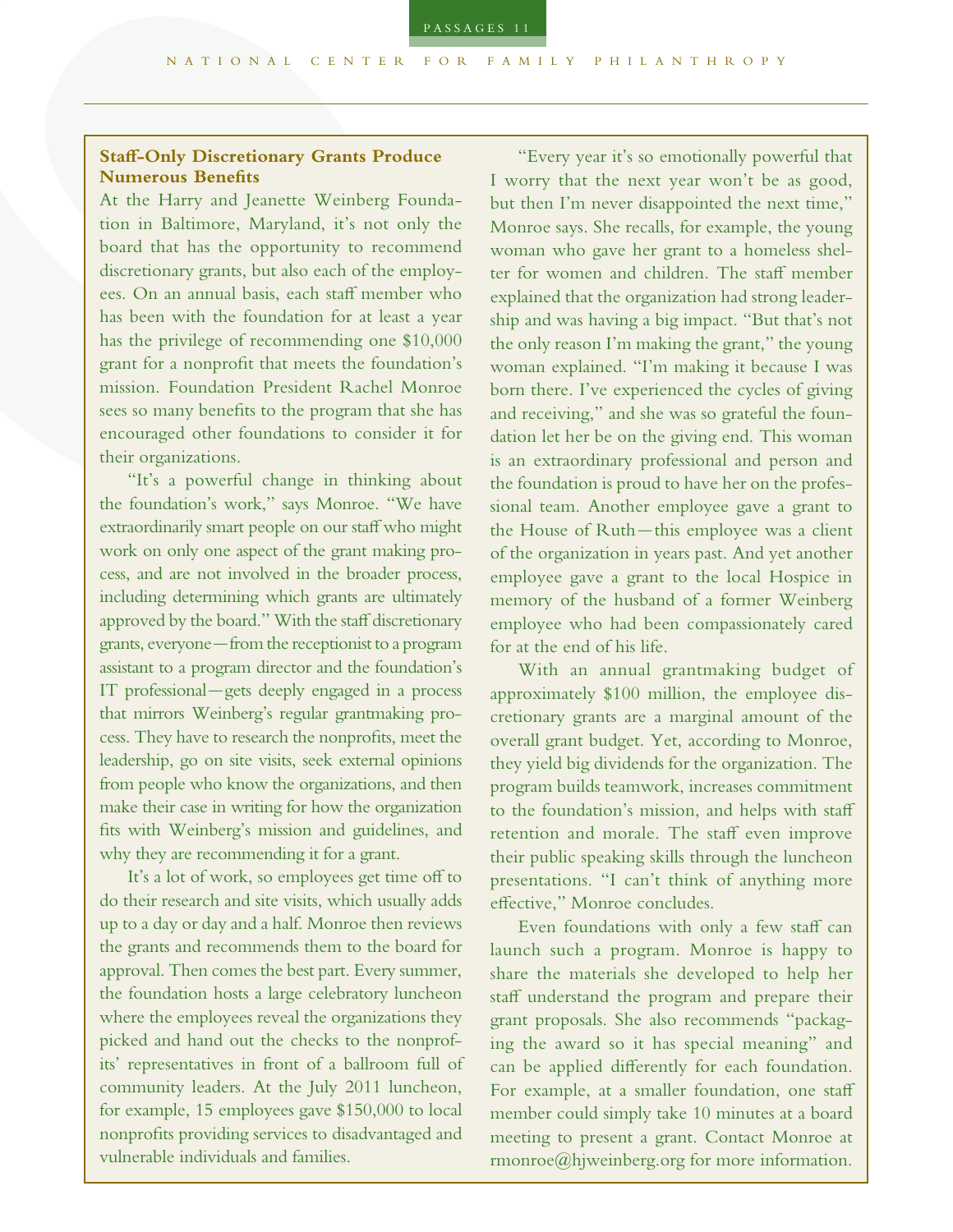### Staff-Only Discretionary Grants Produce Numerous Benefits

At the Harry and Jeanette Weinberg Foundation in Baltimore, Maryland, it's not only the board that has the opportunity to recommend discretionary grants, but also each of the employees. On an annual basis, each staff member who has been with the foundation for at least a year has the privilege of recommending one $10,000 grant for a nonprofit that meets the foundation's mission. Foundation President Rachel Monroe sees so many benefits to the program that she has encouraged other foundations to consider it for their organizations.

"It's a powerful change in thinking about the foundation's work," says Monroe. "We have extraordinarily smart people on our staff who might work on only one aspect of the grant making process, and are not involved in the broader process, including determining which grants are ultimately approved by the board." With the staff discretionary grants, everyone—from the receptionist to a program assistant to a program director and the foundation's IT professional—gets deeply engaged in a process that mirrors Weinberg's regular grantmaking process. They have to research the nonprofits, meet the leadership, go on site visits, seek external opinions from people who know the organizations, and then make their case in writing for how the organization fits with Weinberg's mission and guidelines, and why they are recommending it for a grant.

It's a lot of work, so employees get time off to do their research and site visits, which usually adds up to a day or day and a half. Monroe then reviews the grants and recommends them to the board for approval. Then comes the best part. Every summer, the foundation hosts a large celebratory luncheon where the employees reveal the organizations they picked and hand out the checks to the nonprofits' representatives in front of a ballroom full of community leaders. At the July 2011 luncheon, for example, 15 employees gave $150,000 to local nonprofits providing services to disadvantaged and vulnerable individuals and families.

"Every year it's so emotionally powerful that I worry that the next year won't be as good, but then I'm never disappointed the next time," Monroe says. She recalls, for example, the young woman who gave her grant to a homeless shelter for women and children. The staff member explained that the organization had strong leadership and was having a big impact. "But that's not the only reason I'm making the grant," the young woman explained. "I'm making it because I was born there. I've experienced the cycles of giving and receiving," and she was so grateful the foundation let her be on the giving end. This woman is an extraordinary professional and person and the foundation is proud to have her on the professional team. Another employee gave a grant to the House of Ruth—this employee was a client of the organization in years past. And yet another employee gave a grant to the local Hospice in memory of the husband of a former Weinberg employee who had been compassionately cared for at the end of his life.

With an annual grantmaking budget of approximately $100 million, the employee discretionary grants are a marginal amount of the overall grant budget. Yet, according to Monroe, they yield big dividends for the organization. The program builds teamwork, increases commitment to the foundation's mission, and helps with staff retention and morale. The staff even improve their public speaking skills through the luncheon presentations. "I can't think of anything more effective," Monroe concludes.

Even foundations with only a few staff can launch such a program. Monroe is happy to share the materials she developed to help her staff understand the program and prepare their grant proposals. She also recommends "packaging the award so it has special meaning" and can be applied differently for each foundation. For example, at a smaller foundation, one staff member could simply take 10 minutes at a board meeting to present a grant. Contact Monroe at rmonroe@hjweinberg.org for more information.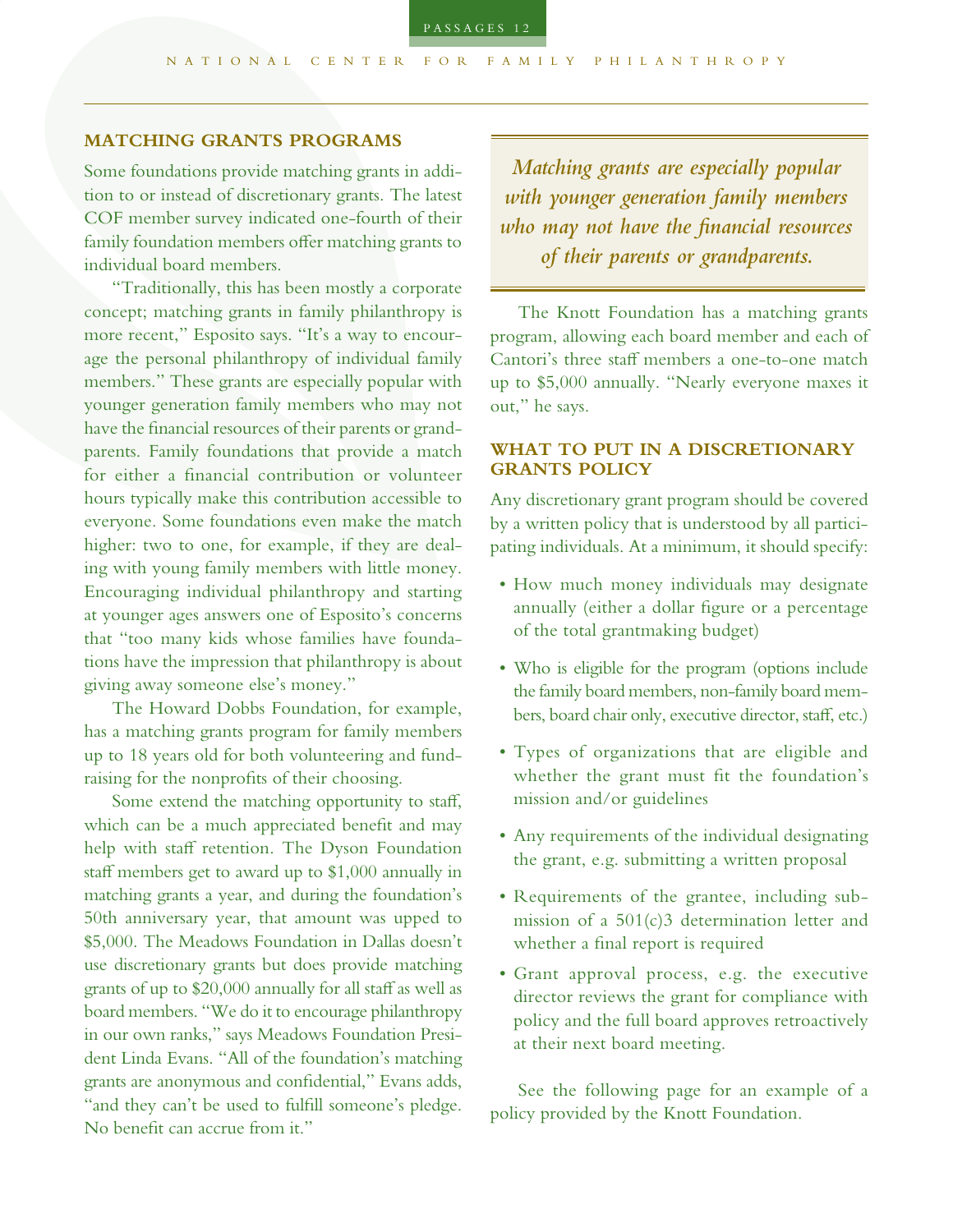## MATCHING GRANTS PROGRAMS

Some foundations provide matching grants in addition to or instead of discretionary grants. The latest COF member survey indicated one-fourth of their family foundation members offer matching grants to individual board members.

"Traditionally, this has been mostly a corporate concept; matching grants in family philanthropy is more recent," Esposito says. "It's a way to encourage the personal philanthropy of individual family members." These grants are especially popular with younger generation family members who may not have the financial resources of their parents or grandparents. Family foundations that provide a match for either a financial contribution or volunteer hours typically make this contribution accessible to everyone. Some foundations even make the match higher: two to one, for example, if they are dealing with young family members with little money. Encouraging individual philanthropy and starting at younger ages answers one of Esposito's concerns that "too many kids whose families have foundations have the impression that philanthropy is about giving away someone else's money."

The Howard Dobbs Foundation, for example, has a matching grants program for family members up to 18 years old for both volunteering and fundraising for the nonprofits of their choosing.

Some extend the matching opportunity to staff, which can be a much appreciated benefit and may help with staff retention. The Dyson Foundation staff members get to award up to $1,000 annually in matching grants a year, and during the foundation's 50th anniversary year, that amount was upped to $5,000. The Meadows Foundation in Dallas doesn't use discretionary grants but does provide matching grants of up to $20,000 annually for all staff as well as board members. "We do it to encourage philanthropy in our own ranks," says Meadows Foundation President Linda Evans. "All of the foundation's matching grants are anonymous and confidential," Evans adds, "and they can't be used to fulfill someone's pledge. No benefit can accrue from it."

*Matching grants are especially popular with younger generation family members who may not have the financial resources of their parents or grandparents.*

The Knott Foundation has a matching grants program, allowing each board member and each of Cantori's three staff members a one-to-one match up to $5,000 annually. "Nearly everyone maxes it out," he says.

## WHAT TO PUT IN A DISCRETIONARY GRANTS POLICY

Any discretionary grant program should be covered by a written policy that is understood by all participating individuals. At a minimum, it should specify:

- How much money individuals may designate annually (either a dollar figure or a percentage of the total grantmaking budget)
- Who is eligible for the program (options include the family board members, non-family board members, board chair only, executive director, staff, etc.)
- Types of organizations that are eligible and whether the grant must fit the foundation's mission and/or guidelines
- Any requirements of the individual designating the grant, e.g. submitting a written proposal
- Requirements of the grantee, including submission of a 501(c)3 determination letter and whether a final report is required
- Grant approval process, e.g. the executive director reviews the grant for compliance with policy and the full board approves retroactively at their next board meeting.

See the following page for an example of a policy provided by the Knott Foundation.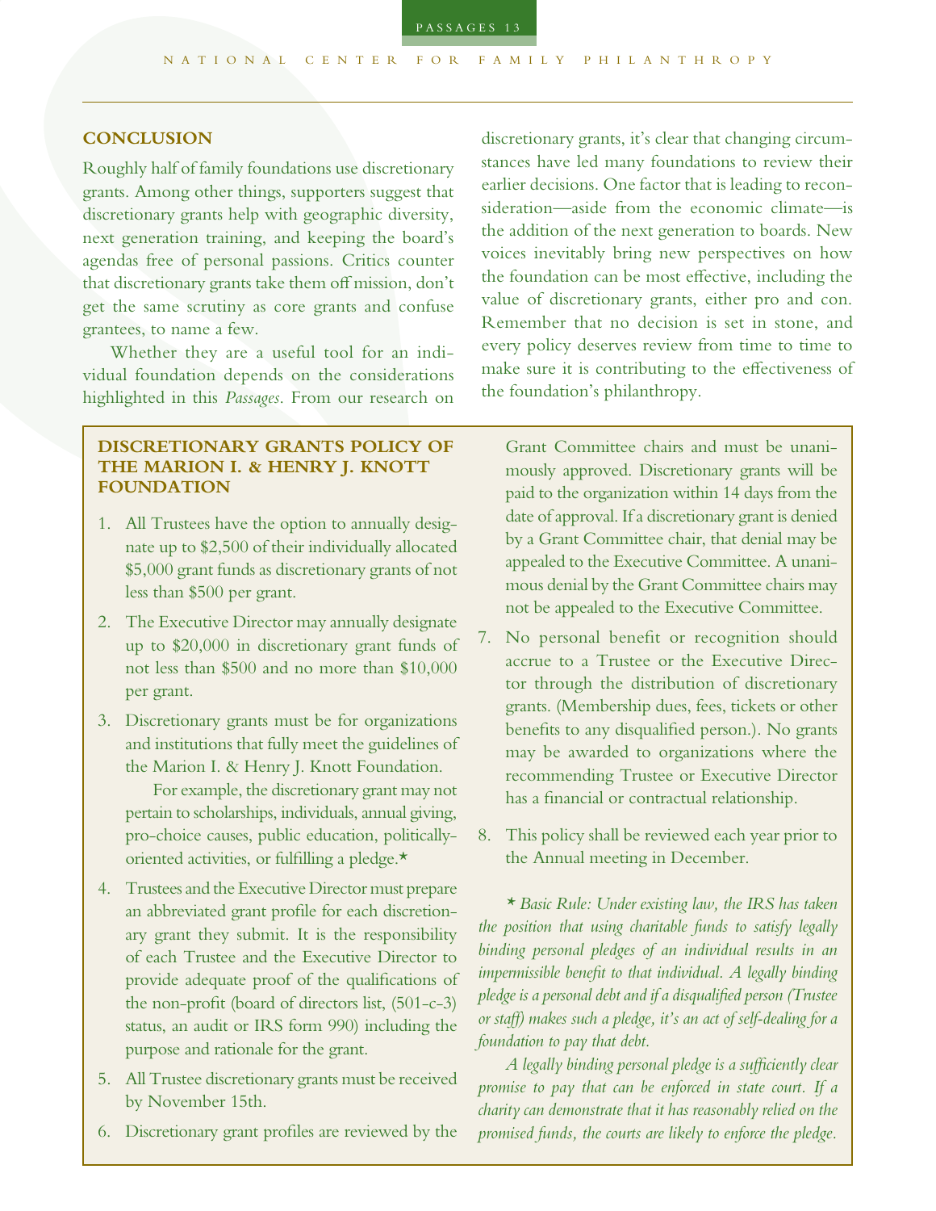## CONCLUSION

Roughly half of family foundations use discretionary grants. Among other things, supporters suggest that discretionary grants help with geographic diversity, next generation training, and keeping the board's agendas free of personal passions. Critics counter that discretionary grants take them off mission, don't get the same scrutiny as core grants and confuse grantees, to name a few.

Whether they are a useful tool for an individual foundation depends on the considerations highlighted in this *Passages*. From our research on discretionary grants, it's clear that changing circumstances have led many foundations to review their earlier decisions. One factor that is leading to reconsideration—aside from the economic climate—is the addition of the next generation to boards. New voices inevitably bring new perspectives on how the foundation can be most effective, including the value of discretionary grants, either pro and con. Remember that no decision is set in stone, and every policy deserves review from time to time to make sure it is contributing to the effectiveness of the foundation's philanthropy.

### DISCRETIONARY GRANTS POLICY OF THE MARION I. & HENRY J. KNOTT FOUNDATION

1. All Trustees have the option to annually designate up to $2,500 of their individually allocated $5,000 grant funds as discretionary grants of not less than $500 per grant.
2. The Executive Director may annually designate up to $20,000 in discretionary grant funds of not less than $500 and no more than $10,000 per grant.
3. Discretionary grants must be for organizations and institutions that fully meet the guidelines of the Marion I. & Henry J. Knott Foundation.

   For example, the discretionary grant may not pertain to scholarships, individuals, annual giving, pro-choice causes, public education, politically-oriented activities, or fulfilling a pledge.*
4. Trustees and the Executive Director must prepare an abbreviated grant profile for each discretionary grant they submit. It is the responsibility of each Trustee and the Executive Director to provide adequate proof of the qualifications of the non-profit (board of directors list, (501-c-3) status, an audit or IRS form 990) including the purpose and rationale for the grant.
5. All Trustee discretionary grants must be received by November 15th.
6. Discretionary grant profiles are reviewed by the Grant Committee chairs and must be unanimously approved. Discretionary grants will be paid to the organization within 14 days from the date of approval. If a discretionary grant is denied by a Grant Committee chair, that denial may be appealed to the Executive Committee. A unanimous denial by the Grant Committee chairs may not be appealed to the Executive Committee.
7. No personal benefit or recognition should accrue to a Trustee or the Executive Director through the distribution of discretionary grants. (Membership dues, fees, tickets or other benefits to any disqualified person.). No grants may be awarded to organizations where the recommending Trustee or Executive Director has a financial or contractual relationship.
8. This policy shall be reviewed each year prior to the Annual meeting in December.

*\* Basic Rule: Under existing law, the IRS has taken the position that using charitable funds to satisfy legally binding personal pledges of an individual results in an impermissible benefit to that individual. A legally binding pledge is a personal debt and if a disqualified person (Trustee or staff) makes such a pledge, it's an act of self-dealing for a foundation to pay that debt.*

*A legally binding personal pledge is a sufficiently clear promise to pay that can be enforced in state court. If a charity can demonstrate that it has reasonably relied on the promised funds, the courts are likely to enforce the pledge.*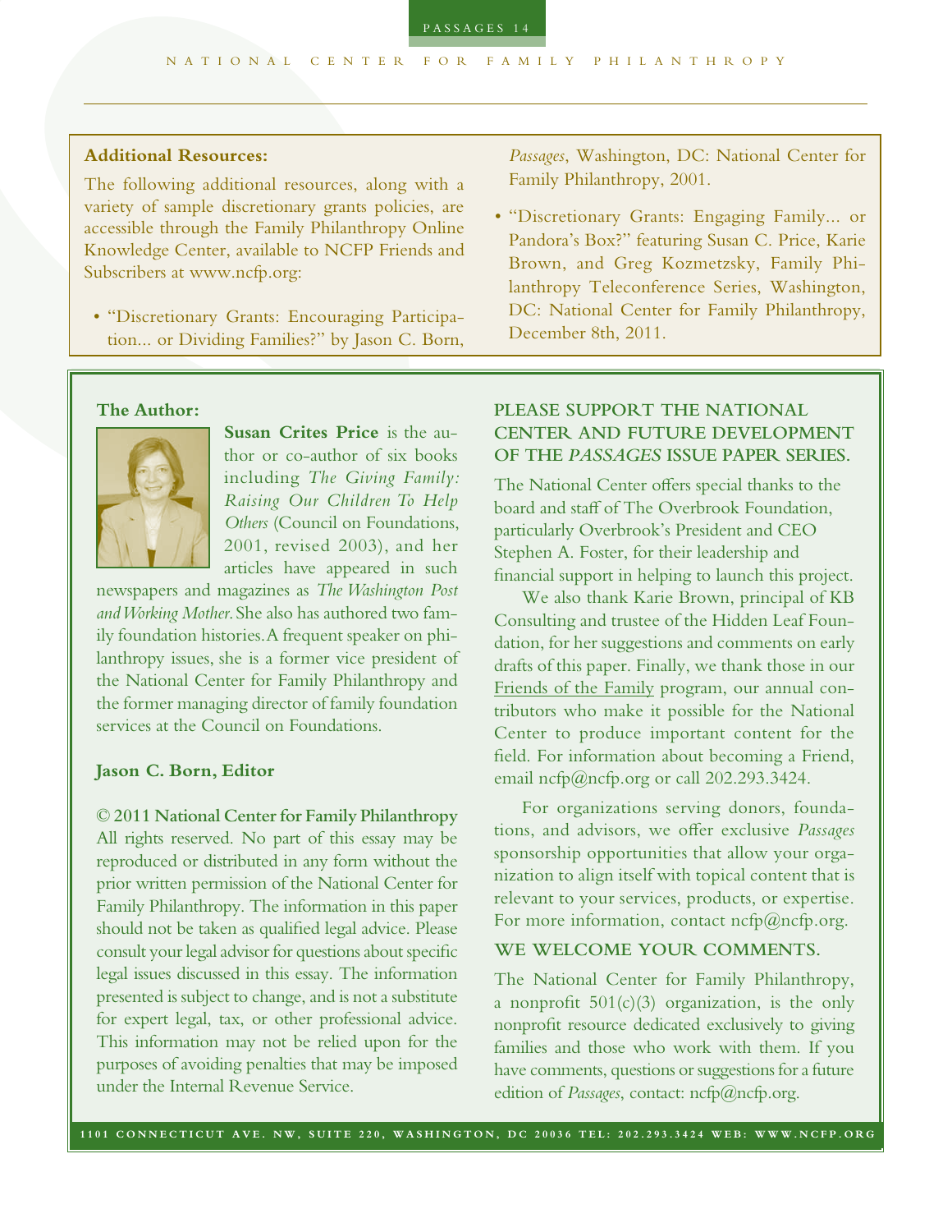**Additional Resources:**

The following additional resources, along with a variety of sample discretionary grants policies, are accessible through the Family Philanthropy Online Knowledge Center, available to NCFP Friends and Subscribers at www.ncfp.org:

- "Discretionary Grants: Encouraging Participation... or Dividing Families?" by Jason C. Born, *Passages*, Washington, DC: National Center for Family Philanthropy, 2001.
- "Discretionary Grants: Engaging Family... or Pandora's Box?" featuring Susan C. Price, Karie Brown, and Greg Kozmetzsky, Family Philanthropy Teleconference Series, Washington, DC: National Center for Family Philanthropy, December 8th, 2011.

**The Author:**

**Susan Crites Price** is the author or co-author of six books including *The Giving Family: Raising Our Children To Help Others* (Council on Foundations, 2001, revised 2003), and her articles have appeared in such newspapers and magazines as *The Washington Post and Working Mother*. She also has authored two family foundation histories. A frequent speaker on philanthropy issues, she is a former vice president of the National Center for Family Philanthropy and the former managing director of family foundation services at the Council on Foundations.

**Jason C. Born, Editor**

**© 2011 National Center for Family Philanthropy**
All rights reserved. No part of this essay may be reproduced or distributed in any form without the prior written permission of the National Center for Family Philanthropy. The information in this paper should not be taken as qualified legal advice. Please consult your legal advisor for questions about specific legal issues discussed in this essay. The information presented is subject to change, and is not a substitute for expert legal, tax, or other professional advice. This information may not be relied upon for the purposes of avoiding penalties that may be imposed under the Internal Revenue Service.

**PLEASE SUPPORT THE NATIONAL CENTER AND FUTURE DEVELOPMENT OF THE *PASSAGES* ISSUE PAPER SERIES.**

The National Center offers special thanks to the board and staff of The Overbrook Foundation, particularly Overbrook's President and CEO Stephen A. Foster, for their leadership and financial support in helping to launch this project.

We also thank Karie Brown, principal of KB Consulting and trustee of the Hidden Leaf Foundation, for her suggestions and comments on early drafts of this paper. Finally, we thank those in our Friends of the Family program, our annual contributors who make it possible for the National Center to produce important content for the field. For information about becoming a Friend, email ncfp@ncfp.org or call 202.293.3424.

For organizations serving donors, foundations, and advisors, we offer exclusive *Passages* sponsorship opportunities that allow your organization to align itself with topical content that is relevant to your services, products, or expertise. For more information, contact ncfp@ncfp.org.

**WE WELCOME YOUR COMMENTS.**

The National Center for Family Philanthropy, a nonprofit 501(c)(3) organization, is the only nonprofit resource dedicated exclusively to giving families and those who work with them. If you have comments, questions or suggestions for a future edition of *Passages*, contact: ncfp@ncfp.org.

1101 CONNECTICUT AVE. NW, SUITE 220, WASHINGTON, DC 20036 TEL: 202.293.3424 WEB: WWW.NCFP.ORG